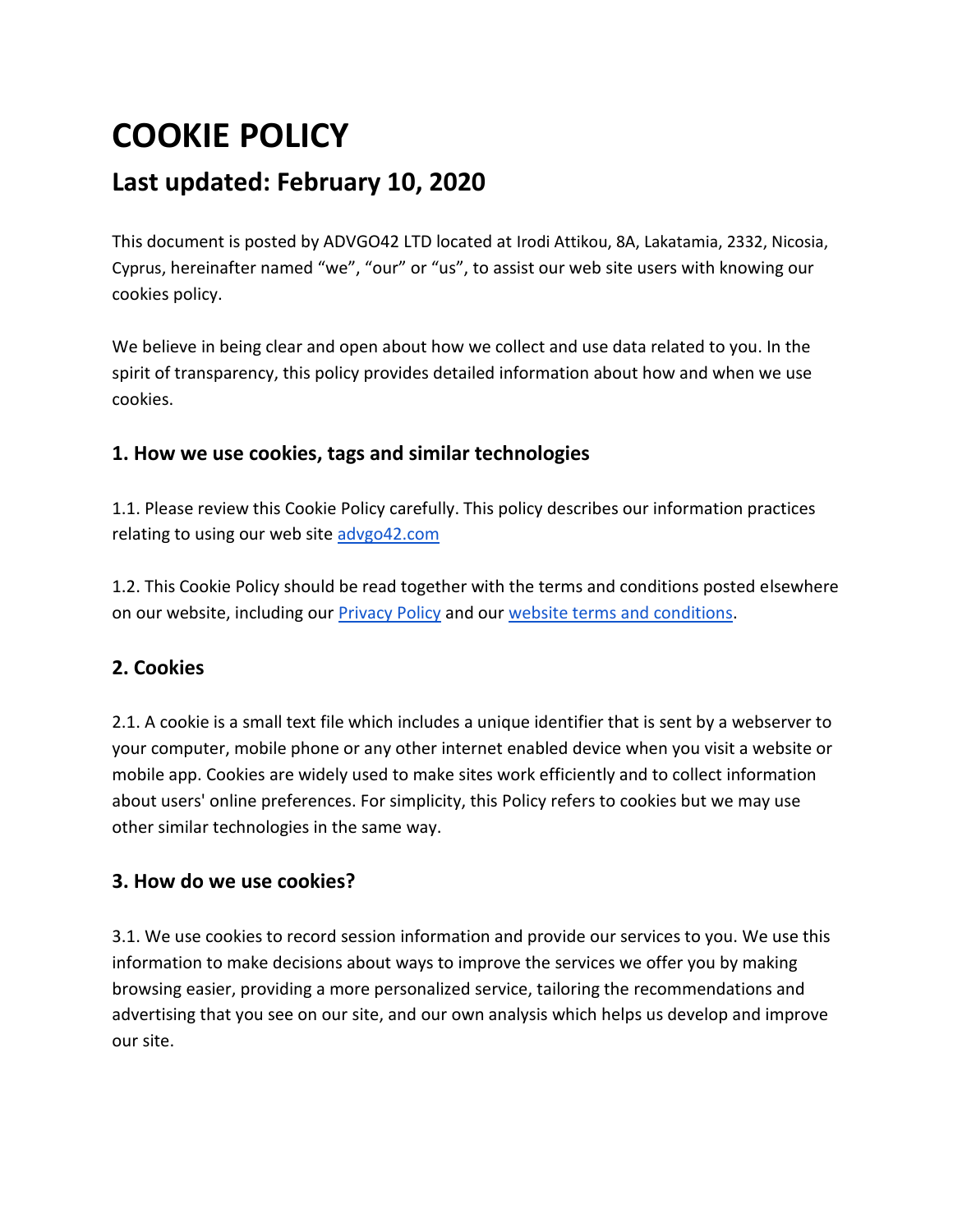# COOKIE POLICY

## Last updated: February 10, 2020

This document is posted by ADVGO42 LTD located at Irodi Attikou, 8A, Lakatamia, 2332, Nicosia, Cyprus, hereinafter named “we”, “our” or “us”, to assist our web site users with knowing our cookies policy.

We believe in being clear and open about how we collect and use data related to you. In the spirit of transparency, this policy provides detailed information about how and when we use cookies.

### 1. How we use cookies, tags and similar technologies

1.1. Please review this Cookie Policy carefully. This policy describes our information practices relating to using our web site [advgo42.com](advgo42.com)

1.2. This Cookie Policy should be read together with the terms and conditions posted elsewhere on our website, including our [Privacy Policy]() and our [website terms and conditions]().

### 2. Cookies

2.1. A cookie is a small text file which includes a unique identifier that is sent by a webserver to your computer, mobile phone or any other internet enabled device when you visit a website or mobile app. Cookies are widely used to make sites work efficiently and to collect information about users' online preferences. For simplicity, this Policy refers to cookies but we may use other similar technologies in the same way.

### 3. How do we use cookies?

3.1. We use cookies to record session information and provide our services to you. We use this information to make decisions about ways to improve the services we offer you by making browsing easier, providing a more personalized service, tailoring the recommendations and advertising that you see on our site, and our own analysis which helps us develop and improve our site.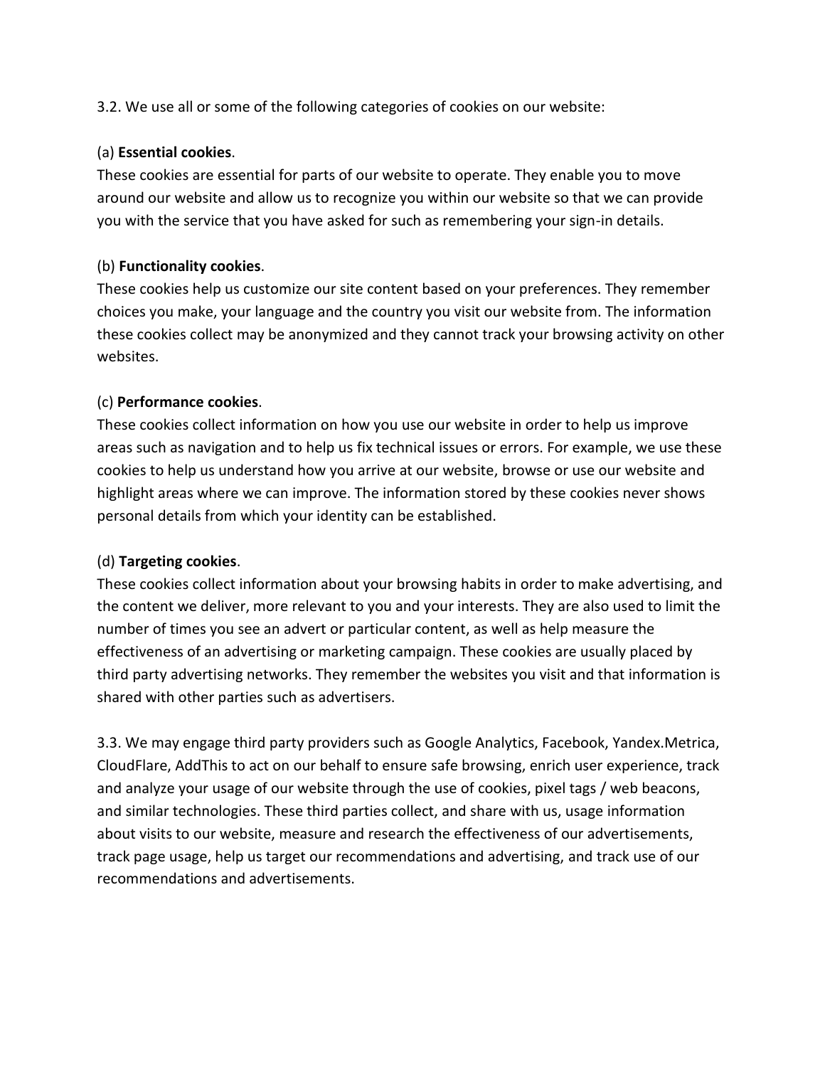3.2. We use all or some of the following categories of cookies on our website:

(a) **Essential cookies**.
These cookies are essential for parts of our website to operate. They enable you to move around our website and allow us to recognize you within our website so that we can provide you with the service that you have asked for such as remembering your sign-in details.

(b) **Functionality cookies**.
These cookies help us customize our site content based on your preferences. They remember choices you make, your language and the country you visit our website from. The information these cookies collect may be anonymized and they cannot track your browsing activity on other websites.

(c) **Performance cookies**.
These cookies collect information on how you use our website in order to help us improve areas such as navigation and to help us fix technical issues or errors. For example, we use these cookies to help us understand how you arrive at our website, browse or use our website and highlight areas where we can improve. The information stored by these cookies never shows personal details from which your identity can be established.

(d) **Targeting cookies**.
These cookies collect information about your browsing habits in order to make advertising, and the content we deliver, more relevant to you and your interests. They are also used to limit the number of times you see an advert or particular content, as well as help measure the effectiveness of an advertising or marketing campaign. These cookies are usually placed by third party advertising networks. They remember the websites you visit and that information is shared with other parties such as advertisers.

3.3. We may engage third party providers such as Google Analytics, Facebook, Yandex.Metrica, CloudFlare, AddThis to act on our behalf to ensure safe browsing, enrich user experience, track and analyze your usage of our website through the use of cookies, pixel tags / web beacons, and similar technologies. These third parties collect, and share with us, usage information about visits to our website, measure and research the effectiveness of our advertisements, track page usage, help us target our recommendations and advertising, and track use of our recommendations and advertisements.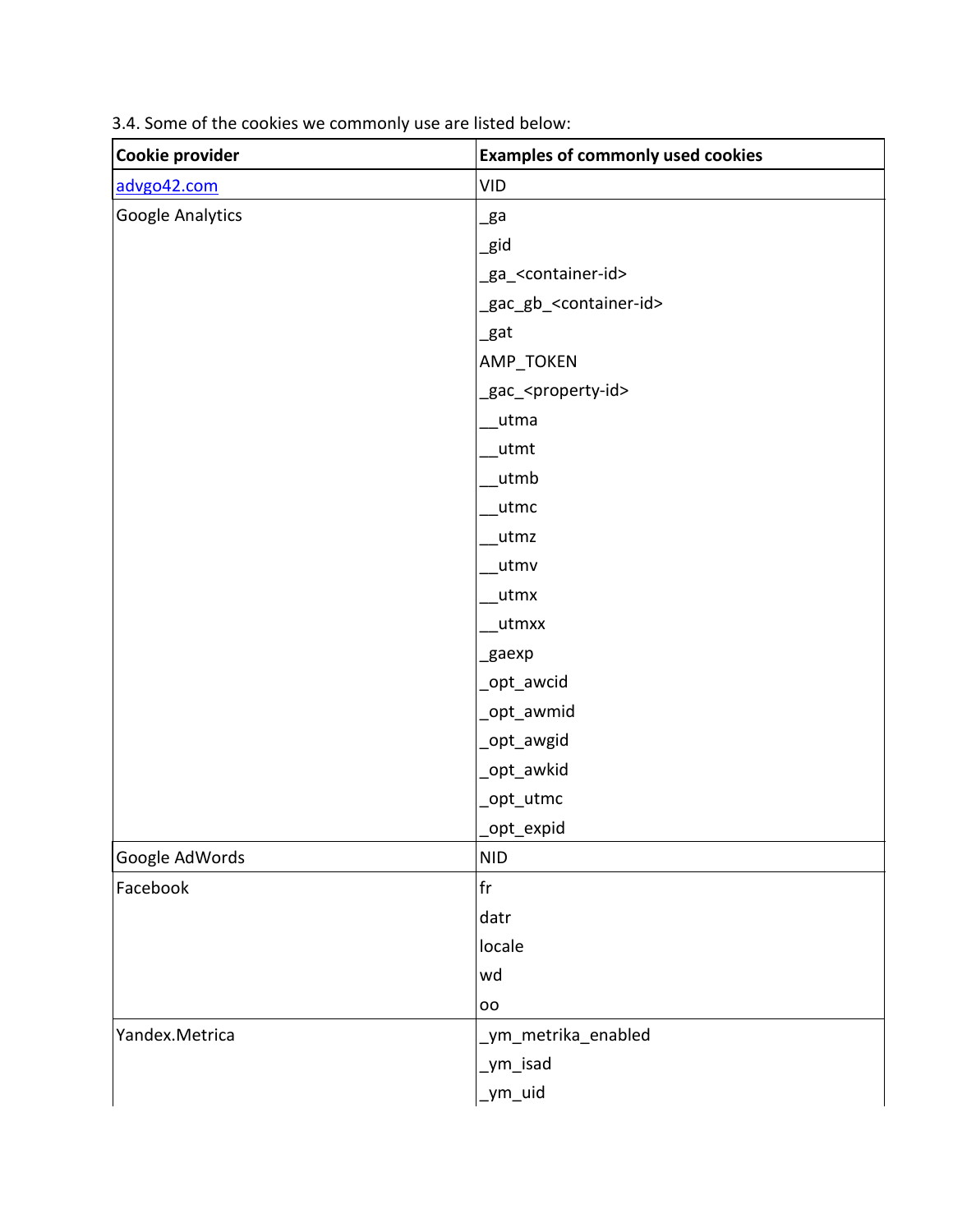3.4. Some of the cookies we commonly use are listed below:

| Cookie provider | Examples of commonly used cookies |
|---|---|
| advgo42.com | VID |
| Google Analytics | _ga |
| | _gid |
| | _ga_<container-id> |
| | _gac_gb_<container-id> |
| | _gat |
| | AMP_TOKEN |
| | _gac_<property-id> |
| | __utma |
| | __utmt |
| | __utmb |
| | __utmc |
| | __utmz |
| | __utmv |
| | __utmx |
| | __utmxx |
| | _gaexp |
| | _opt_awcid |
| | _opt_awmid |
| | _opt_awgid |
| | _opt_awkid |
| | _opt_utmc |
| | _opt_expid |
| Google AdWords | NID |
| Facebook | fr |
| | datr |
| | locale |
| | wd |
| | oo |
| Yandex.Metrica | _ym_metrika_enabled |
| | _ym_isad |
| | _ym_uid |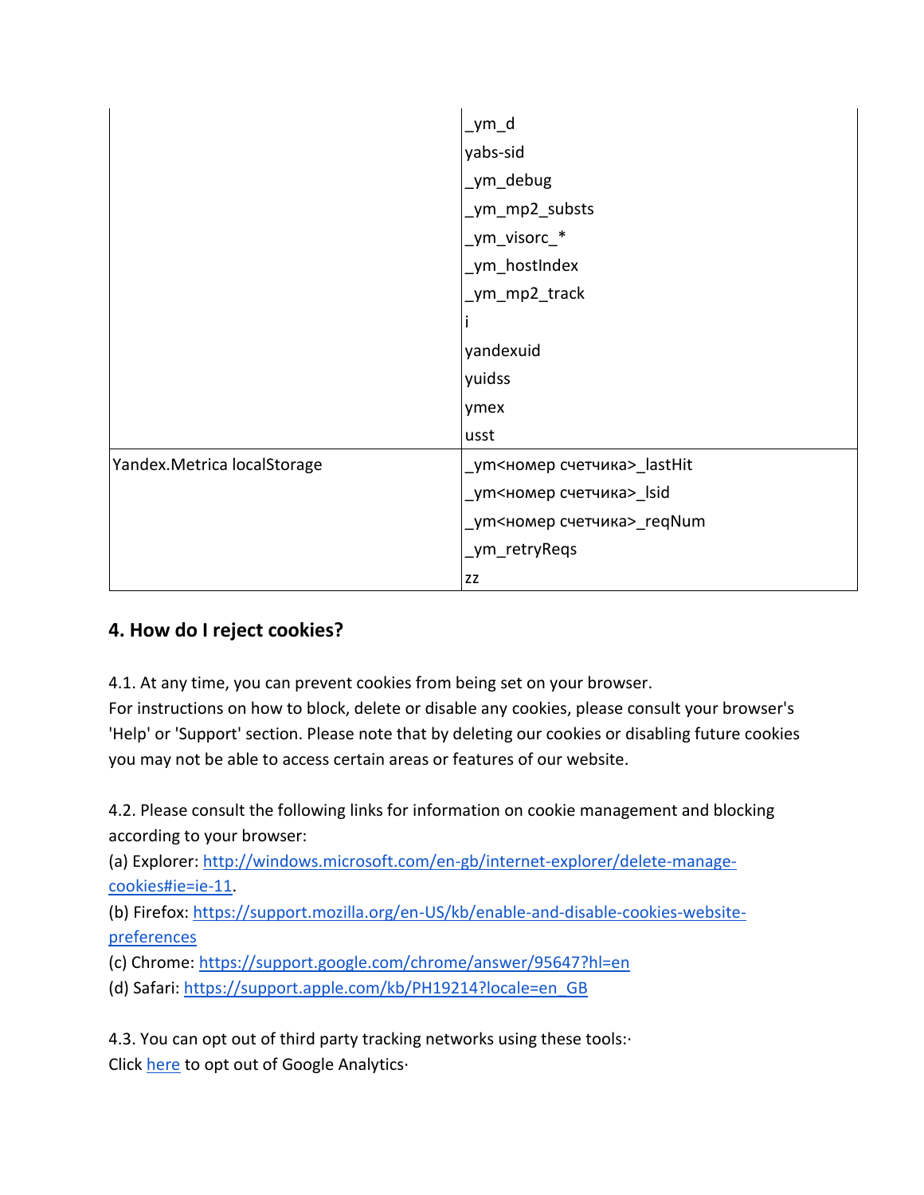| | |
|---|---|
| | _ym_d<br>yabs-sid<br>_ym_debug<br>_ym_mp2_substs<br>_ym_visorc_*<br>_ym_hostIndex<br>_ym_mp2_track<br>i<br>yandexuid<br>yuidss<br>ymex<br>usst |
| Yandex.Metrica localStorage | _ym<номер счетчика>_lastHit<br>_ym<номер счетчика>_lsid<br>_ym<номер счетчика>_reqNum<br>_ym_retryReqs<br>zz |

## 4. How do I reject cookies?

4.1. At any time, you can prevent cookies from being set on your browser.
For instructions on how to block, delete or disable any cookies, please consult your browser's 'Help' or 'Support' section. Please note that by deleting our cookies or disabling future cookies you may not be able to access certain areas or features of our website.

4.2. Please consult the following links for information on cookie management and blocking according to your browser:
(a) Explorer: [http://windows.microsoft.com/en-gb/internet-explorer/delete-manage-cookies#ie=ie-11](http://windows.microsoft.com/en-gb/internet-explorer/delete-manage-cookies#ie=ie-11).
(b) Firefox: [https://support.mozilla.org/en-US/kb/enable-and-disable-cookies-website-preferences](https://support.mozilla.org/en-US/kb/enable-and-disable-cookies-website-preferences)
(c) Chrome: [https://support.google.com/chrome/answer/95647?hl=en](https://support.google.com/chrome/answer/95647?hl=en)
(d) Safari: [https://support.apple.com/kb/PH19214?locale=en_GB](https://support.apple.com/kb/PH19214?locale=en_GB)

4.3. You can opt out of third party tracking networks using these tools:·
Click here to opt out of Google Analytics·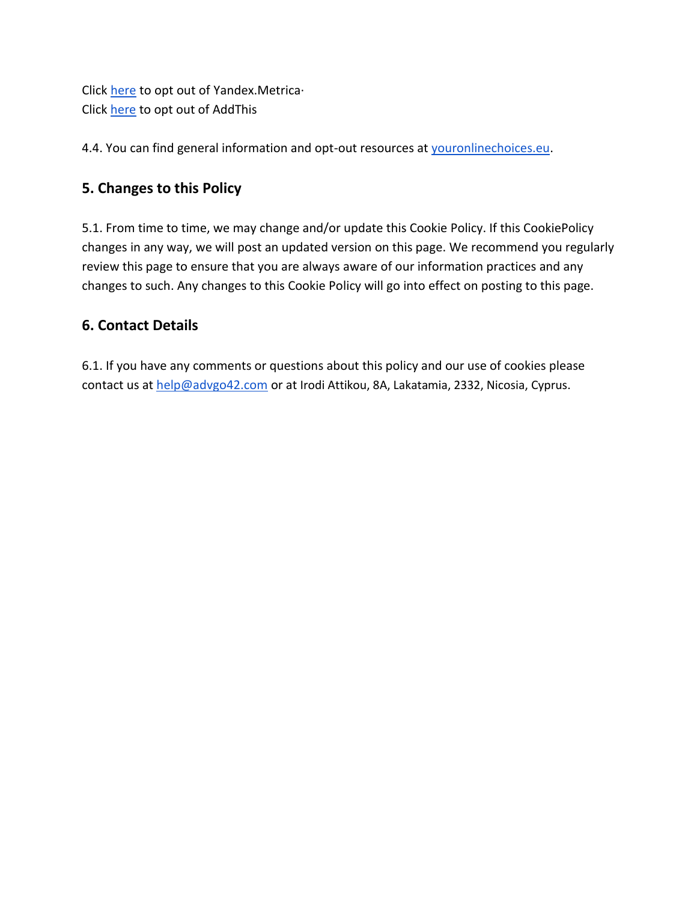Click here to opt out of Yandex.Metrica·
Click here to opt out of AddThis

4.4. You can find general information and opt-out resources at youronlinechoices.eu.

## 5. Changes to this Policy

5.1. From time to time, we may change and/or update this Cookie Policy. If this CookiePolicy changes in any way, we will post an updated version on this page. We recommend you regularly review this page to ensure that you are always aware of our information practices and any changes to such. Any changes to this Cookie Policy will go into effect on posting to this page.

## 6. Contact Details

6.1. If you have any comments or questions about this policy and our use of cookies please contact us at help@advgo42.com or at Irodi Attikou, 8A, Lakatamia, 2332, Nicosia, Cyprus.